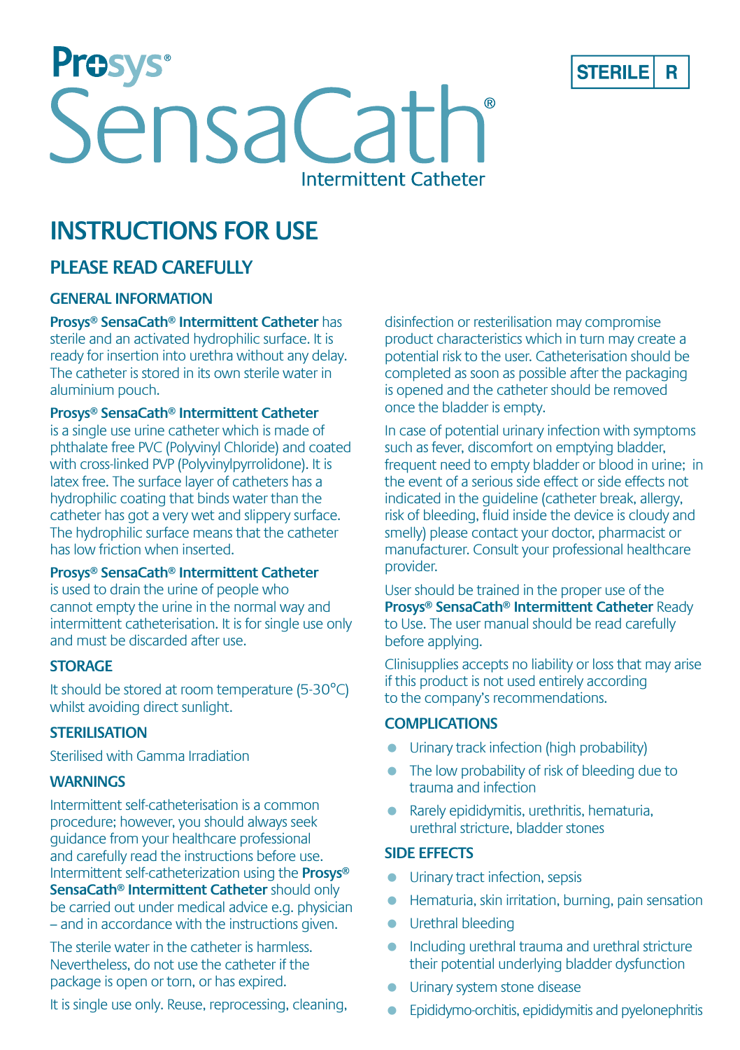# Prosys® SensaCath®

Intermittent Catheter

STERILE R

## INSTRUCTIONS FOR USE

### PLEASE READ CAREFULLY

#### GENERAL INFORMATION

**Prosys® SensaCath® Intermittent Catheter** has sterile and an activated hydrophilic surface. It is ready for insertion into urethra without any delay. The catheter is stored in its own sterile water in aluminium pouch.

**Prosys® SensaCath® Intermittent Catheter** is a single use urine catheter which is made of phthalate free PVC (Polyvinyl Chloride) and coated with cross-linked PVP (Polyvinylpyrrolidone). It is latex free. The surface layer of catheters has a hydrophilic coating that binds water than the catheter has got a very wet and slippery surface. The hydrophilic surface means that the catheter has low friction when inserted.

**Prosys® SensaCath® Intermittent Catheter** is used to drain the urine of people who cannot empty the urine in the normal way and intermittent catheterisation. It is for single use only and must be discarded after use.

#### STORAGE

It should be stored at room temperature (5-30°C) whilst avoiding direct sunlight.

#### STERILISATION

Sterilised with Gamma Irradiation

#### WARNINGS

Intermittent self-catheterisation is a common procedure; however, you should always seek guidance from your healthcare professional and carefully read the instructions before use. Intermittent self-catheterization using the **Prosys® SensaCath® Intermittent Catheter** should only be carried out under medical advice e.g. physician – and in accordance with the instructions given.

The sterile water in the catheter is harmless. Nevertheless, do not use the catheter if the package is open or torn, or has expired.

It is single use only. Reuse, reprocessing, cleaning, disinfection or resterilisation may compromise product characteristics which in turn may create a potential risk to the user. Catheterisation should be completed as soon as possible after the packaging is opened and the catheter should be removed once the bladder is empty.

In case of potential urinary infection with symptoms such as fever, discomfort on emptying bladder, frequent need to empty bladder or blood in urine; in the event of a serious side effect or side effects not indicated in the guideline (catheter break, allergy, risk of bleeding, fluid inside the device is cloudy and smelly) please contact your doctor, pharmacist or manufacturer. Consult your professional healthcare provider.

User should be trained in the proper use of the **Prosys® SensaCath® Intermittent Catheter** Ready to Use. The user manual should be read carefully before applying.

Clinisupplies accepts no liability or loss that may arise if this product is not used entirely according to the company's recommendations.

#### COMPLICATIONS

- Urinary track infection (high probability)
- The low probability of risk of bleeding due to trauma and infection
- Rarely epididymitis, urethritis, hematuria, urethral stricture, bladder stones

#### SIDE EFFECTS

- Urinary tract infection, sepsis
- Hematuria, skin irritation, burning, pain sensation
- Urethral bleeding
- Including urethral trauma and urethral stricture their potential underlying bladder dysfunction
- Urinary system stone disease
- Epididymo-orchitis, epididymitis and pyelonephritis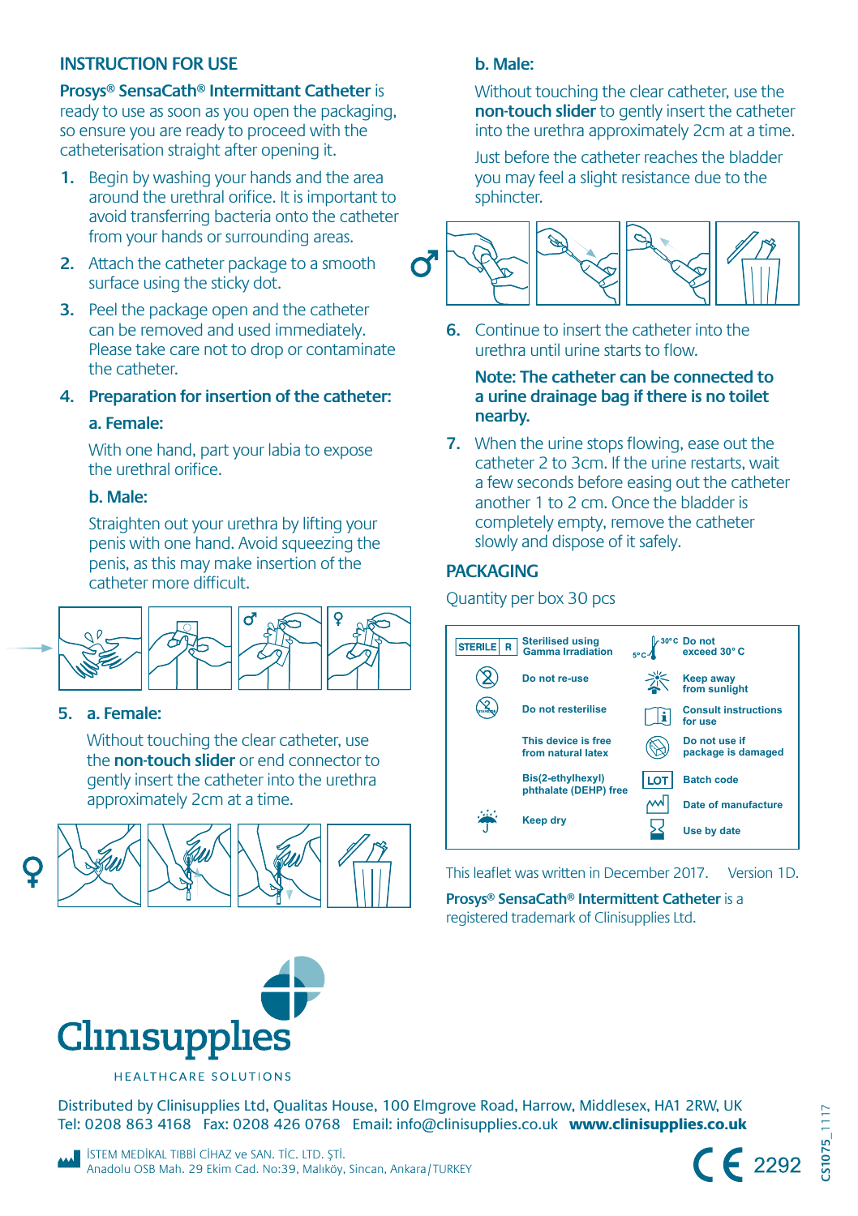## INSTRUCTION FOR USE

**Prosys® SensaCath® Intermittant Catheter** is ready to use as soon as you open the packaging, so ensure you are ready to proceed with the catheterisation straight after opening it.

1. Begin by washing your hands and the area around the urethral orifice. It is important to avoid transferring bacteria onto the catheter from your hands or surrounding areas.
2. Attach the catheter package to a smooth surface using the sticky dot.
3. Peel the package open and the catheter can be removed and used immediately. Please take care not to drop or contaminate the catheter.
4. **Preparation for insertion of the catheter:**

   **a. Female:**

   With one hand, part your labia to expose the urethral orifice.

   **b. Male:**

   Straighten out your urethra by lifting your penis with one hand. Avoid squeezing the penis, as this may make insertion of the catheter more difficult.

5. **a. Female:**

   Without touching the clear catheter, use the **non-touch slider** or end connector to gently insert the catheter into the urethra approximately 2cm at a time.

   **b. Male:**

   Without touching the clear catheter, use the **non-touch slider** to gently insert the catheter into the urethra approximately 2cm at a time.

   Just before the catheter reaches the bladder you may feel a slight resistance due to the sphincter.

6. Continue to insert the catheter into the urethra until urine starts to flow.

   **Note: The catheter can be connected to a urine drainage bag if there is no toilet nearby.**

7. When the urine stops flowing, ease out the catheter 2 to 3cm. If the urine restarts, wait a few seconds before easing out the catheter another 1 to 2 cm. Once the bladder is completely empty, remove the catheter slowly and dispose of it safely.

## PACKAGING

Quantity per box 30 pcs

| | | | |
|---|---|---|---|
| STERILE R | Sterilised using Gamma Irradiation | 5°C 30°C | Do not exceed 30° C |
| | Do not re-use | | Keep away from sunlight |
| | Do not resterilise | | Consult instructions for use |
| | This device is free from natural latex | | Do not use if package is damaged |
| | Bis(2-ethylhexyl) phthalate (DEHP) free | LOT | Batch code |
| | | | Date of manufacture |
| | Keep dry | | Use by date |

This leaflet was written in December 2017. Version 1D.

**Prosys® SensaCath® Intermittent Catheter** is a registered trademark of Clinisupplies Ltd.

Clinisupplies
HEALTHCARE SOLUTIONS

Distributed by Clinisupplies Ltd, Qualitas House, 100 Elmgrove Road, Harrow, Middlesex, HA1 2RW, UK
Tel: 0208 863 4168 Fax: 0208 426 0768 Email: info@clinisupplies.co.uk **www.clinisupplies.co.uk**

İSTEM MEDİKAL TIBBİ CİHAZ ve SAN. TİC. LTD. ŞTİ.
Anadolu OSB Mah. 29 Ekim Cad. No:39, Malıköy, Sincan, Ankara/TURKEY

CE 2292

CS1075_1117